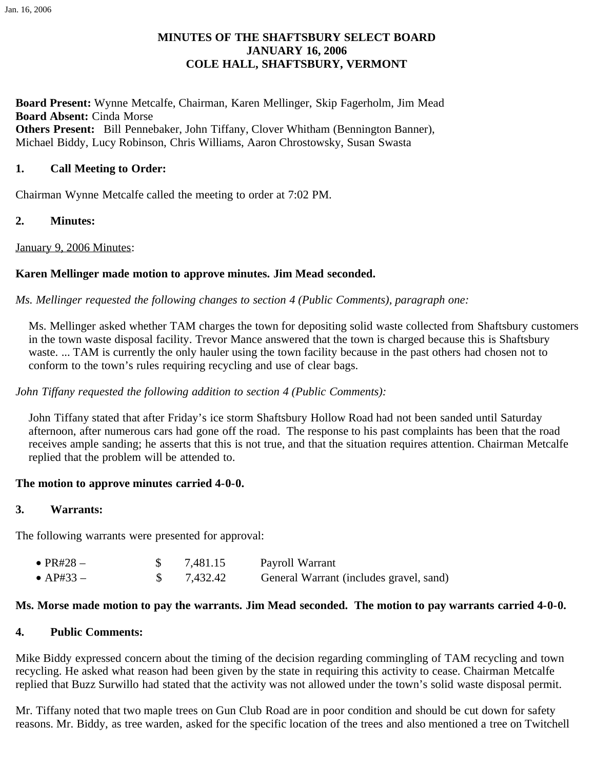# MINUTES OF THE SHAFTSBURY SELECT BOARD
## JANUARY 16, 2006
## COLE HALL, SHAFTSBURY, VERMONT

**Board Present:** Wynne Metcalfe, Chairman, Karen Mellinger, Skip Fagerholm, Jim Mead
**Board Absent:** Cinda Morse
**Others Present:** Bill Pennebaker, John Tiffany, Clover Whitham (Bennington Banner), Michael Biddy, Lucy Robinson, Chris Williams, Aaron Chrostowsky, Susan Swasta

### 1. Call Meeting to Order:

Chairman Wynne Metcalfe called the meeting to order at 7:02 PM.

### 2. Minutes:

<u>January 9, 2006 Minutes</u>:

**Karen Mellinger made motion to approve minutes. Jim Mead seconded.**

*Ms. Mellinger requested the following changes to section 4 (Public Comments), paragraph one:*

> Ms. Mellinger asked whether TAM charges the town for depositing solid waste collected from Shaftsbury customers in the town waste disposal facility. Trevor Mance answered that the town is charged because this is Shaftsbury waste. ... TAM is currently the only hauler using the town facility because in the past others had chosen not to conform to the town's rules requiring recycling and use of clear bags.

*John Tiffany requested the following addition to section 4 (Public Comments):*

> John Tiffany stated that after Friday's ice storm Shaftsbury Hollow Road had not been sanded until Saturday afternoon, after numerous cars had gone off the road. The response to his past complaints has been that the road receives ample sanding; he asserts that this is not true, and that the situation requires attention. Chairman Metcalfe replied that the problem will be attended to.

**The motion to approve minutes carried 4-0-0.**

### 3. Warrants:

The following warrants were presented for approval:

- PR#28 – $ 7,481.15 Payroll Warrant
- AP#33 – $ 7,432.42 General Warrant (includes gravel, sand)

**Ms. Morse made motion to pay the warrants. Jim Mead seconded. The motion to pay warrants carried 4-0-0.**

### 4. Public Comments:

Mike Biddy expressed concern about the timing of the decision regarding commingling of TAM recycling and town recycling. He asked what reason had been given by the state in requiring this activity to cease. Chairman Metcalfe replied that Buzz Surwillo had stated that the activity was not allowed under the town's solid waste disposal permit.

Mr. Tiffany noted that two maple trees on Gun Club Road are in poor condition and should be cut down for safety reasons. Mr. Biddy, as tree warden, asked for the specific location of the trees and also mentioned a tree on Twitchell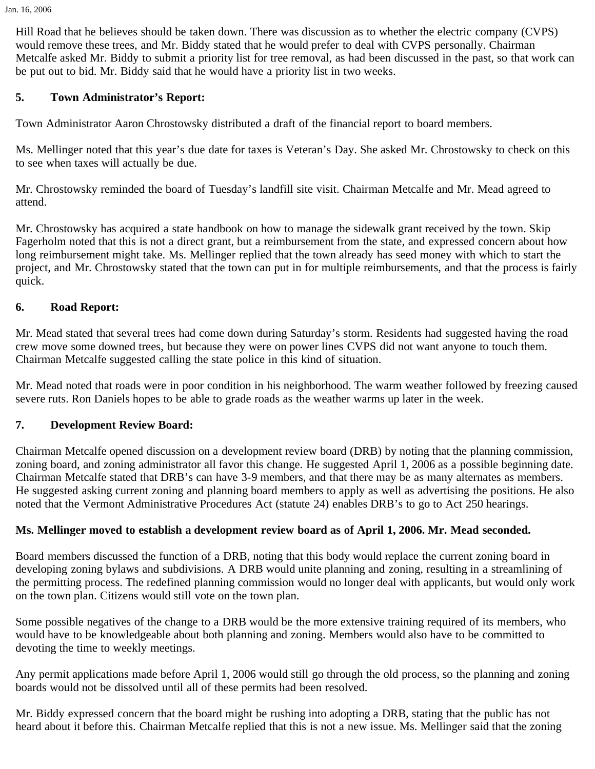Hill Road that he believes should be taken down. There was discussion as to whether the electric company (CVPS) would remove these trees, and Mr. Biddy stated that he would prefer to deal with CVPS personally. Chairman Metcalfe asked Mr. Biddy to submit a priority list for tree removal, as had been discussed in the past, so that work can be put out to bid. Mr. Biddy said that he would have a priority list in two weeks.

**5. Town Administrator's Report:**

Town Administrator Aaron Chrostowsky distributed a draft of the financial report to board members.

Ms. Mellinger noted that this year's due date for taxes is Veteran's Day. She asked Mr. Chrostowsky to check on this to see when taxes will actually be due.

Mr. Chrostowsky reminded the board of Tuesday's landfill site visit. Chairman Metcalfe and Mr. Mead agreed to attend.

Mr. Chrostowsky has acquired a state handbook on how to manage the sidewalk grant received by the town. Skip Fagerholm noted that this is not a direct grant, but a reimbursement from the state, and expressed concern about how long reimbursement might take. Ms. Mellinger replied that the town already has seed money with which to start the project, and Mr. Chrostowsky stated that the town can put in for multiple reimbursements, and that the process is fairly quick.

**6. Road Report:**

Mr. Mead stated that several trees had come down during Saturday's storm. Residents had suggested having the road crew move some downed trees, but because they were on power lines CVPS did not want anyone to touch them. Chairman Metcalfe suggested calling the state police in this kind of situation.

Mr. Mead noted that roads were in poor condition in his neighborhood. The warm weather followed by freezing caused severe ruts. Ron Daniels hopes to be able to grade roads as the weather warms up later in the week.

**7. Development Review Board:**

Chairman Metcalfe opened discussion on a development review board (DRB) by noting that the planning commission, zoning board, and zoning administrator all favor this change. He suggested April 1, 2006 as a possible beginning date. Chairman Metcalfe stated that DRB's can have 3-9 members, and that there may be as many alternates as members. He suggested asking current zoning and planning board members to apply as well as advertising the positions. He also noted that the Vermont Administrative Procedures Act (statute 24) enables DRB's to go to Act 250 hearings.

**Ms. Mellinger moved to establish a development review board as of April 1, 2006. Mr. Mead seconded.**

Board members discussed the function of a DRB, noting that this body would replace the current zoning board in developing zoning bylaws and subdivisions. A DRB would unite planning and zoning, resulting in a streamlining of the permitting process. The redefined planning commission would no longer deal with applicants, but would only work on the town plan. Citizens would still vote on the town plan.

Some possible negatives of the change to a DRB would be the more extensive training required of its members, who would have to be knowledgeable about both planning and zoning. Members would also have to be committed to devoting the time to weekly meetings.

Any permit applications made before April 1, 2006 would still go through the old process, so the planning and zoning boards would not be dissolved until all of these permits had been resolved.

Mr. Biddy expressed concern that the board might be rushing into adopting a DRB, stating that the public has not heard about it before this. Chairman Metcalfe replied that this is not a new issue. Ms. Mellinger said that the zoning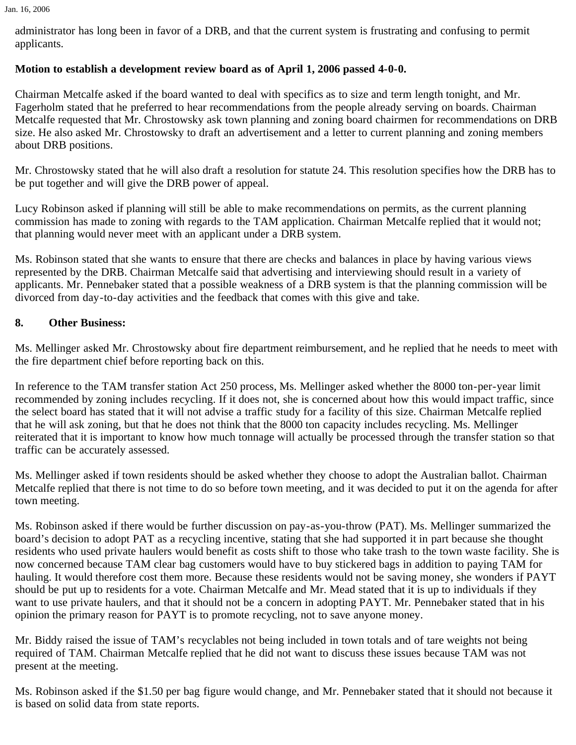administrator has long been in favor of a DRB, and that the current system is frustrating and confusing to permit applicants.

**Motion to establish a development review board as of April 1, 2006 passed 4-0-0.**

Chairman Metcalfe asked if the board wanted to deal with specifics as to size and term length tonight, and Mr. Fagerholm stated that he preferred to hear recommendations from the people already serving on boards. Chairman Metcalfe requested that Mr. Chrostowsky ask town planning and zoning board chairmen for recommendations on DRB size. He also asked Mr. Chrostowsky to draft an advertisement and a letter to current planning and zoning members about DRB positions.

Mr. Chrostowsky stated that he will also draft a resolution for statute 24. This resolution specifies how the DRB has to be put together and will give the DRB power of appeal.

Lucy Robinson asked if planning will still be able to make recommendations on permits, as the current planning commission has made to zoning with regards to the TAM application. Chairman Metcalfe replied that it would not; that planning would never meet with an applicant under a DRB system.

Ms. Robinson stated that she wants to ensure that there are checks and balances in place by having various views represented by the DRB. Chairman Metcalfe said that advertising and interviewing should result in a variety of applicants. Mr. Pennebaker stated that a possible weakness of a DRB system is that the planning commission will be divorced from day-to-day activities and the feedback that comes with this give and take.

**8. Other Business:**

Ms. Mellinger asked Mr. Chrostowsky about fire department reimbursement, and he replied that he needs to meet with the fire department chief before reporting back on this.

In reference to the TAM transfer station Act 250 process, Ms. Mellinger asked whether the 8000 ton-per-year limit recommended by zoning includes recycling. If it does not, she is concerned about how this would impact traffic, since the select board has stated that it will not advise a traffic study for a facility of this size. Chairman Metcalfe replied that he will ask zoning, but that he does not think that the 8000 ton capacity includes recycling. Ms. Mellinger reiterated that it is important to know how much tonnage will actually be processed through the transfer station so that traffic can be accurately assessed.

Ms. Mellinger asked if town residents should be asked whether they choose to adopt the Australian ballot. Chairman Metcalfe replied that there is not time to do so before town meeting, and it was decided to put it on the agenda for after town meeting.

Ms. Robinson asked if there would be further discussion on pay-as-you-throw (PAT). Ms. Mellinger summarized the board's decision to adopt PAT as a recycling incentive, stating that she had supported it in part because she thought residents who used private haulers would benefit as costs shift to those who take trash to the town waste facility. She is now concerned because TAM clear bag customers would have to buy stickered bags in addition to paying TAM for hauling. It would therefore cost them more. Because these residents would not be saving money, she wonders if PAYT should be put up to residents for a vote. Chairman Metcalfe and Mr. Mead stated that it is up to individuals if they want to use private haulers, and that it should not be a concern in adopting PAYT. Mr. Pennebaker stated that in his opinion the primary reason for PAYT is to promote recycling, not to save anyone money.

Mr. Biddy raised the issue of TAM's recyclables not being included in town totals and of tare weights not being required of TAM. Chairman Metcalfe replied that he did not want to discuss these issues because TAM was not present at the meeting.

Ms. Robinson asked if the $1.50 per bag figure would change, and Mr. Pennebaker stated that it should not because it is based on solid data from state reports.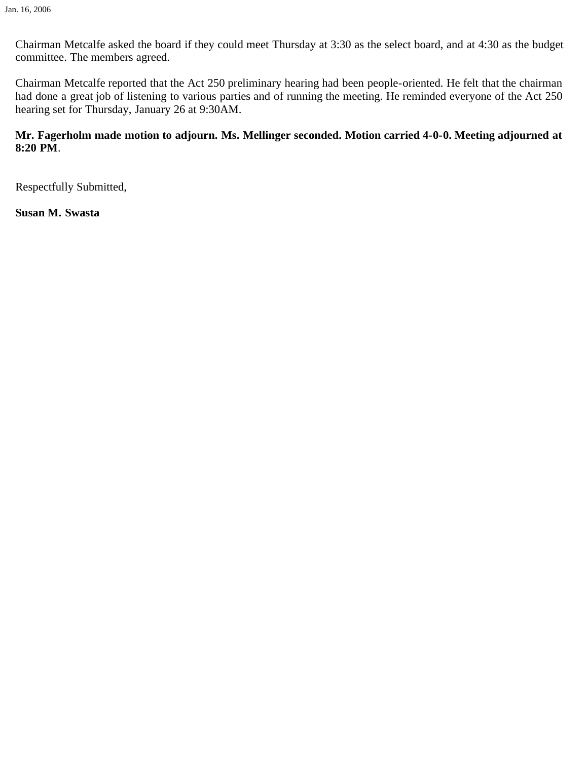Chairman Metcalfe asked the board if they could meet Thursday at 3:30 as the select board, and at 4:30 as the budget committee. The members agreed.

Chairman Metcalfe reported that the Act 250 preliminary hearing had been people-oriented. He felt that the chairman had done a great job of listening to various parties and of running the meeting. He reminded everyone of the Act 250 hearing set for Thursday, January 26 at 9:30AM.

**Mr. Fagerholm made motion to adjourn. Ms. Mellinger seconded. Motion carried 4-0-0. Meeting adjourned at 8:20 PM**.

Respectfully Submitted,

**Susan M. Swasta**